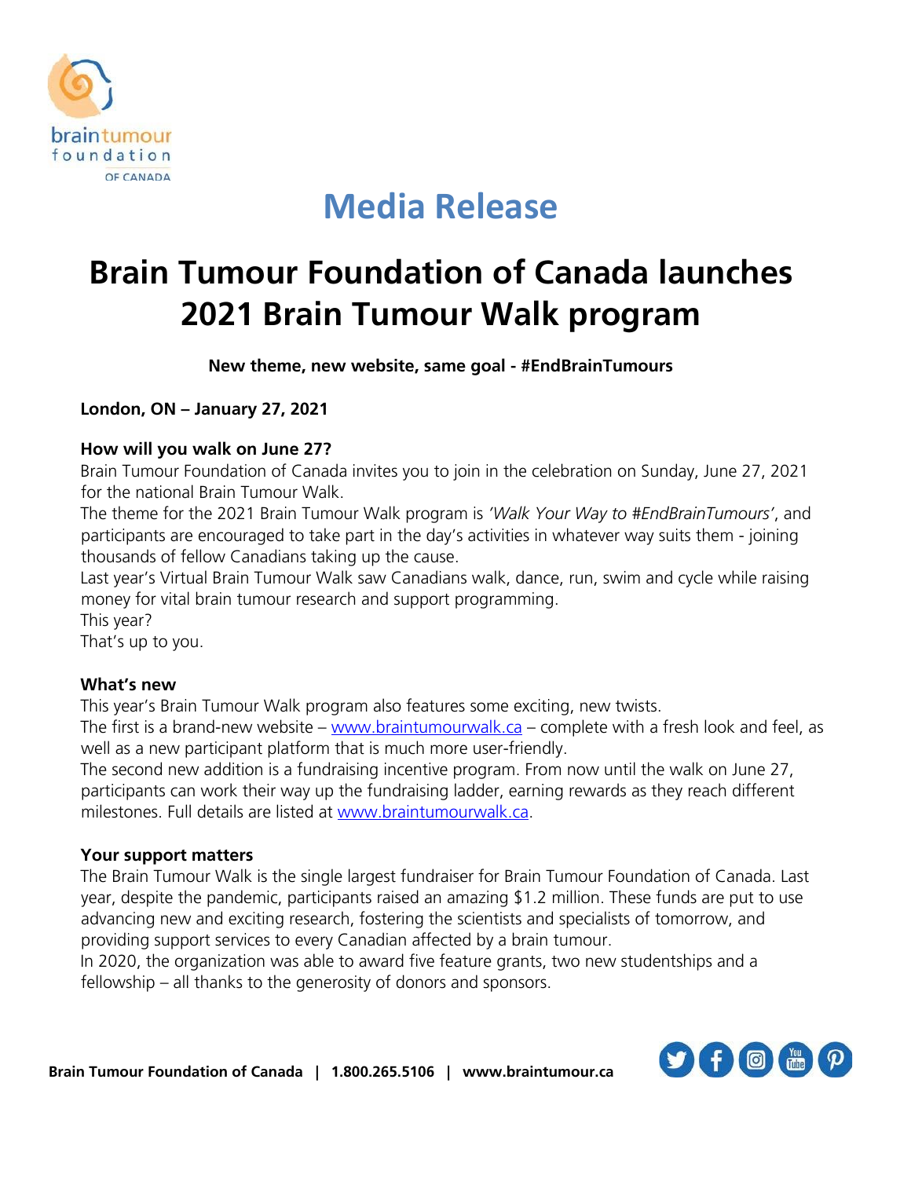# Media Release

# Brain Tumour Foundation of Canada launches 2021 Brain Tumour Walk program

**New theme, new website, same goal - #EndBrainTumours**

**London, ON – January 27, 2021**

**How will you walk on June 27?**

Brain Tumour Foundation of Canada invites you to join in the celebration on Sunday, June 27, 2021 for the national Brain Tumour Walk.

The theme for the 2021 Brain Tumour Walk program is *'Walk Your Way to #EndBrainTumours'*, and participants are encouraged to take part in the day's activities in whatever way suits them - joining thousands of fellow Canadians taking up the cause.

Last year's Virtual Brain Tumour Walk saw Canadians walk, dance, run, swim and cycle while raising money for vital brain tumour research and support programming.

This year?

That's up to you.

**What's new**

This year's Brain Tumour Walk program also features some exciting, new twists.

The first is a brand-new website – www.braintumourwalk.ca – complete with a fresh look and feel, as well as a new participant platform that is much more user-friendly.

The second new addition is a fundraising incentive program. From now until the walk on June 27, participants can work their way up the fundraising ladder, earning rewards as they reach different milestones. Full details are listed at www.braintumourwalk.ca.

**Your support matters**

The Brain Tumour Walk is the single largest fundraiser for Brain Tumour Foundation of Canada. Last year, despite the pandemic, participants raised an amazing $1.2 million. These funds are put to use advancing new and exciting research, fostering the scientists and specialists of tomorrow, and providing support services to every Canadian affected by a brain tumour.

In 2020, the organization was able to award five feature grants, two new studentships and a fellowship – all thanks to the generosity of donors and sponsors.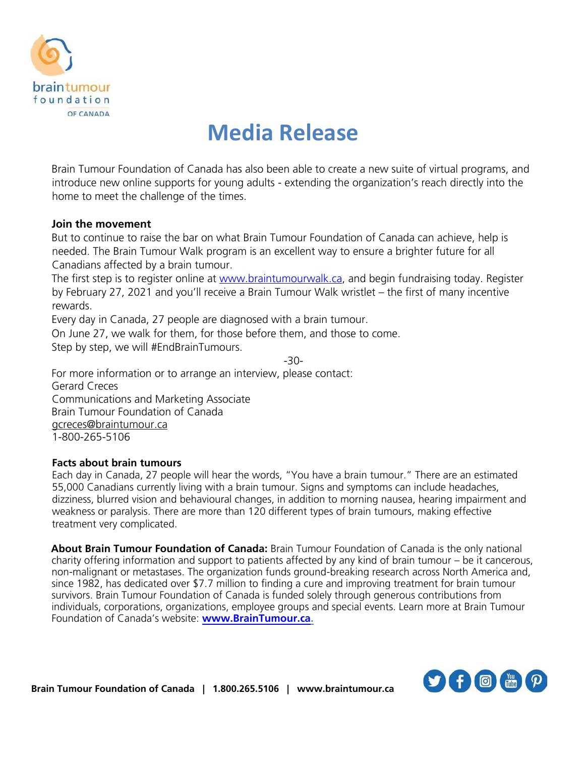# Media Release

Brain Tumour Foundation of Canada has also been able to create a new suite of virtual programs, and introduce new online supports for young adults - extending the organization's reach directly into the home to meet the challenge of the times.

**Join the movement**

But to continue to raise the bar on what Brain Tumour Foundation of Canada can achieve, help is needed. The Brain Tumour Walk program is an excellent way to ensure a brighter future for all Canadians affected by a brain tumour.

The first step is to register online at www.braintumourwalk.ca, and begin fundraising today. Register by February 27, 2021 and you'll receive a Brain Tumour Walk wristlet – the first of many incentive rewards.

Every day in Canada, 27 people are diagnosed with a brain tumour.

On June 27, we walk for them, for those before them, and those to come.

Step by step, we will #EndBrainTumours.

-30-

For more information or to arrange an interview, please contact:

Gerard Creces
Communications and Marketing Associate
Brain Tumour Foundation of Canada
gcreces@braintumour.ca
1-800-265-5106

**Facts about brain tumours**

Each day in Canada, 27 people will hear the words, "You have a brain tumour." There are an estimated 55,000 Canadians currently living with a brain tumour. Signs and symptoms can include headaches, dizziness, blurred vision and behavioural changes, in addition to morning nausea, hearing impairment and weakness or paralysis. There are more than 120 different types of brain tumours, making effective treatment very complicated.

**About Brain Tumour Foundation of Canada:** Brain Tumour Foundation of Canada is the only national charity offering information and support to patients affected by any kind of brain tumour – be it cancerous, non-malignant or metastases. The organization funds ground-breaking research across North America and, since 1982, has dedicated over $7.7 million to finding a cure and improving treatment for brain tumour survivors. Brain Tumour Foundation of Canada is funded solely through generous contributions from individuals, corporations, organizations, employee groups and special events. Learn more at Brain Tumour Foundation of Canada's website: **www.BrainTumour.ca.**